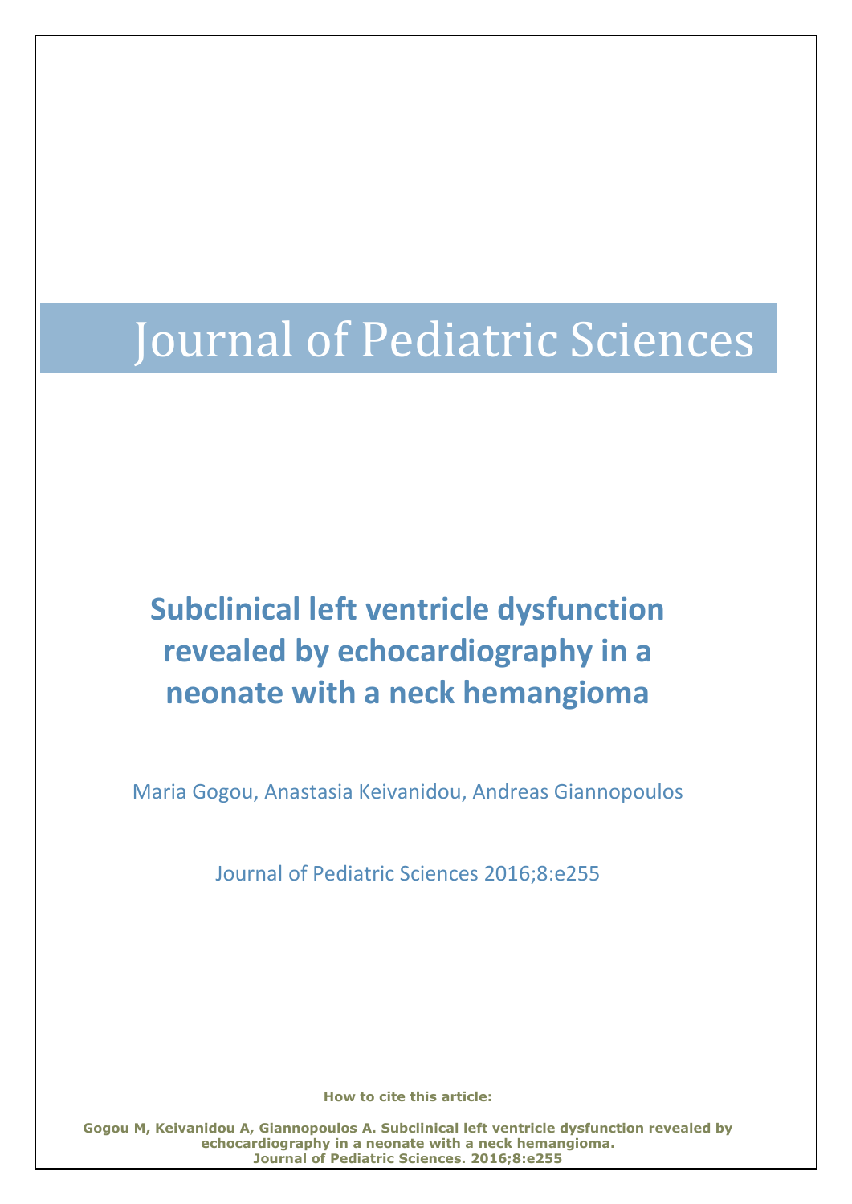Journal of Pediatric Sciences

# Subclinical left ventricle dysfunction revealed by echocardiography in a neonate with a neck hemangioma

Maria Gogou, Anastasia Keivanidou, Andreas Giannopoulos

Journal of Pediatric Sciences 2016;8:e255

**How to cite this article:**

**Gogou M, Keivanidou A, Giannopoulos A. Subclinical left ventricle dysfunction revealed by echocardiography in a neonate with a neck hemangioma. Journal of Pediatric Sciences. 2016;8:e255**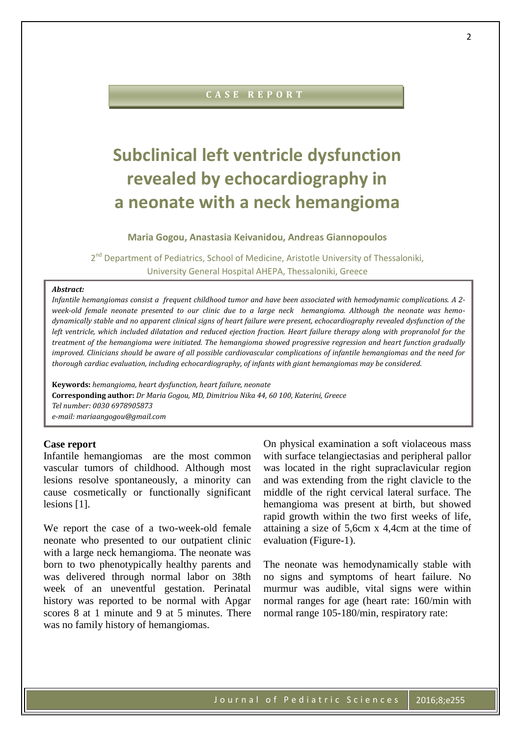CASE REPORT

# Subclinical left ventricle dysfunction revealed by echocardiography in a neonate with a neck hemangioma

**Maria Gogou, Anastasia Keivanidou, Andreas Giannopoulos**

2nd Department of Pediatrics, School of Medicine, Aristotle University of Thessaloniki, University General Hospital AHEPA, Thessaloniki, Greece

***Abstract:***

*Infantile hemangiomas consist a frequent childhood tumor and have been associated with hemodynamic complications. A 2-week-old female neonate presented to our clinic due to a large neck hemangioma. Although the neonate was hemodynamically stable and no apparent clinical signs of heart failure were present, echocardiography revealed dysfunction of the left ventricle, which included dilatation and reduced ejection fraction. Heart failure therapy along with propranolol for the treatment of the hemangioma were initiated. The hemangioma showed progressive regression and heart function gradually improved. Clinicians should be aware of all possible cardiovascular complications of infantile hemangiomas and the need for thorough cardiac evaluation, including echocardiography, of infants with giant hemangiomas may be considered.*

**Keywords:** *hemangioma, heart dysfunction, heart failure, neonate*
**Corresponding author:** *Dr Maria Gogou, MD, Dimitriou Nika 44, 60 100, Katerini, Greece*
*Tel number: 0030 6978905873*
*e-mail: mariaangogou@gmail.com*

## Case report

Infantile hemangiomas are the most common vascular tumors of childhood. Although most lesions resolve spontaneously, a minority can cause cosmetically or functionally significant lesions [1].

We report the case of a two-week-old female neonate who presented to our outpatient clinic with a large neck hemangioma. The neonate was born to two phenotypically healthy parents and was delivered through normal labor on 38th week of an uneventful gestation. Perinatal history was reported to be normal with Apgar scores 8 at 1 minute and 9 at 5 minutes. There was no family history of hemangiomas.

On physical examination a soft violaceous mass with surface telangiectasias and peripheral pallor was located in the right supraclavicular region and was extending from the right clavicle to the middle of the right cervical lateral surface. The hemangioma was present at birth, but showed rapid growth within the two first weeks of life, attaining a size of 5,6cm x 4,4cm at the time of evaluation (Figure-1).

The neonate was hemodynamically stable with no signs and symptoms of heart failure. No murmur was audible, vital signs were within normal ranges for age (heart rate: 160/min with normal range 105-180/min, respiratory rate: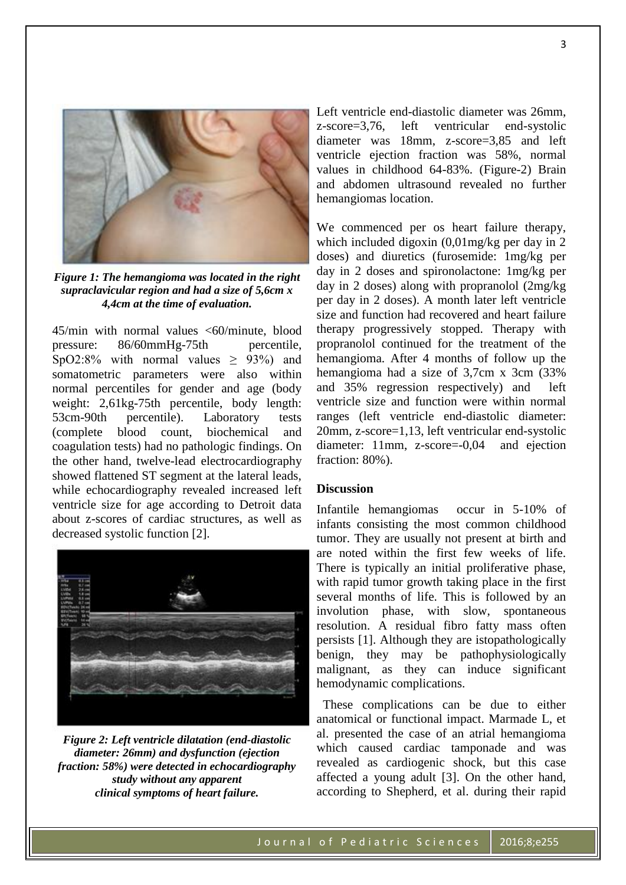*Figure 1: The hemangioma was located in the right supraclavicular region and had a size of 5,6cm x 4,4cm at the time of evaluation.*

45/min with normal values <60/minute, blood pressure: 86/60mmHg-75th percentile, SpO2:8% with normal values $\geq$ 93%) and somatometric parameters were also within normal percentiles for gender and age (body weight: 2,61kg-75th percentile, body length: 53cm-90th percentile). Laboratory tests (complete blood count, biochemical and coagulation tests) had no pathologic findings. On the other hand, twelve-lead electrocardiography showed flattened ST segment at the lateral leads, while echocardiography revealed increased left ventricle size for age according to Detroit data about z-scores of cardiac structures, as well as decreased systolic function [2].

*Figure 2: Left ventricle dilatation (end-diastolic diameter: 26mm) and dysfunction (ejection fraction: 58%) were detected in echocardiography study without any apparent clinical symptoms of heart failure.*

Left ventricle end-diastolic diameter was 26mm, z-score=3,76, left ventricular end-systolic diameter was 18mm, z-score=3,85 and left ventricle ejection fraction was 58%, normal values in childhood 64-83%. (Figure-2) Brain and abdomen ultrasound revealed no further hemangiomas location.

We commenced per os heart failure therapy, which included digoxin (0,01mg/kg per day in 2 doses) and diuretics (furosemide: 1mg/kg per day in 2 doses and spironolactone: 1mg/kg per day in 2 doses) along with propranolol (2mg/kg per day in 2 doses). A month later left ventricle size and function had recovered and heart failure therapy progressively stopped. Therapy with propranolol continued for the treatment of the hemangioma. After 4 months of follow up the hemangioma had a size of 3,7cm x 3cm (33% and 35% regression respectively) and left ventricle size and function were within normal ranges (left ventricle end-diastolic diameter: 20mm, z-score=1,13, left ventricular end-systolic diameter: 11mm, z-score=-0,04 and ejection fraction: 80%).

## Discussion

Infantile hemangiomas occur in 5-10% of infants consisting the most common childhood tumor. They are usually not present at birth and are noted within the first few weeks of life. There is typically an initial proliferative phase, with rapid tumor growth taking place in the first several months of life. This is followed by an involution phase, with slow, spontaneous resolution. A residual fibro fatty mass often persists [1]. Although they are istopathologically benign, they may be pathophysiologically malignant, as they can induce significant hemodynamic complications.

These complications can be due to either anatomical or functional impact. Marmade L, et al. presented the case of an atrial hemangioma which caused cardiac tamponade and was revealed as cardiogenic shock, but this case affected a young adult [3]. On the other hand, according to Shepherd, et al. during their rapid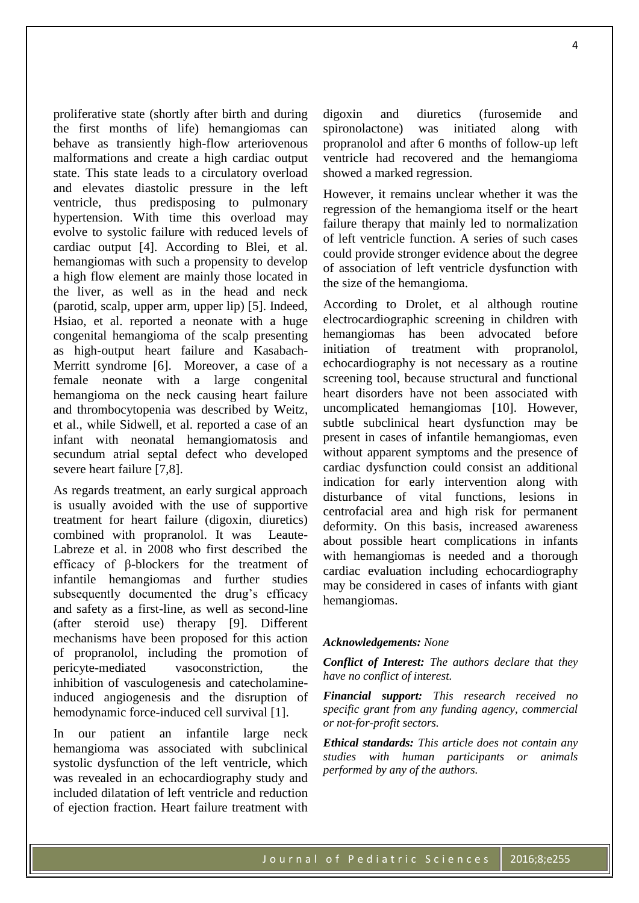proliferative state (shortly after birth and during the first months of life) hemangiomas can behave as transiently high-flow arteriovenous malformations and create a high cardiac output state. This state leads to a circulatory overload and elevates diastolic pressure in the left ventricle, thus predisposing to pulmonary hypertension. With time this overload may evolve to systolic failure with reduced levels of cardiac output [4]. According to Blei, et al. hemangiomas with such a propensity to develop a high flow element are mainly those located in the liver, as well as in the head and neck (parotid, scalp, upper arm, upper lip) [5]. Indeed, Hsiao, et al. reported a neonate with a huge congenital hemangioma of the scalp presenting as high-output heart failure and Kasabach-Merritt syndrome [6]. Moreover, a case of a female neonate with a large congenital hemangioma on the neck causing heart failure and thrombocytopenia was described by Weitz, et al., while Sidwell, et al. reported a case of an infant with neonatal hemangiomatosis and secundum atrial septal defect who developed severe heart failure [7,8].

As regards treatment, an early surgical approach is usually avoided with the use of supportive treatment for heart failure (digoxin, diuretics) combined with propranolol. It was Leaute-Labreze et al. in 2008 who first described the efficacy of β-blockers for the treatment of infantile hemangiomas and further studies subsequently documented the drug's efficacy and safety as a first-line, as well as second-line (after steroid use) therapy [9]. Different mechanisms have been proposed for this action of propranolol, including the promotion of pericyte-mediated vasoconstriction, the inhibition of vasculogenesis and catecholamine-induced angiogenesis and the disruption of hemodynamic force-induced cell survival [1].

In our patient an infantile large neck hemangioma was associated with subclinical systolic dysfunction of the left ventricle, which was revealed in an echocardiography study and included dilatation of left ventricle and reduction of ejection fraction. Heart failure treatment with digoxin and diuretics (furosemide and spironolactone) was initiated along with propranolol and after 6 months of follow-up left ventricle had recovered and the hemangioma showed a marked regression.

However, it remains unclear whether it was the regression of the hemangioma itself or the heart failure therapy that mainly led to normalization of left ventricle function. A series of such cases could provide stronger evidence about the degree of association of left ventricle dysfunction with the size of the hemangioma.

According to Drolet, et al although routine electrocardiographic screening in children with hemangiomas has been advocated before initiation of treatment with propranolol, echocardiography is not necessary as a routine screening tool, because structural and functional heart disorders have not been associated with uncomplicated hemangiomas [10]. However, subtle subclinical heart dysfunction may be present in cases of infantile hemangiomas, even without apparent symptoms and the presence of cardiac dysfunction could consist an additional indication for early intervention along with disturbance of vital functions, lesions in centrofacial area and high risk for permanent deformity. On this basis, increased awareness about possible heart complications in infants with hemangiomas is needed and a thorough cardiac evaluation including echocardiography may be considered in cases of infants with giant hemangiomas.

***Acknowledgements:*** *None*

***Conflict of Interest:*** *The authors declare that they have no conflict of interest.*

***Financial support:*** *This research received no specific grant from any funding agency, commercial or not-for-profit sectors.*

***Ethical standards:*** *This article does not contain any studies with human participants or animals performed by any of the authors.*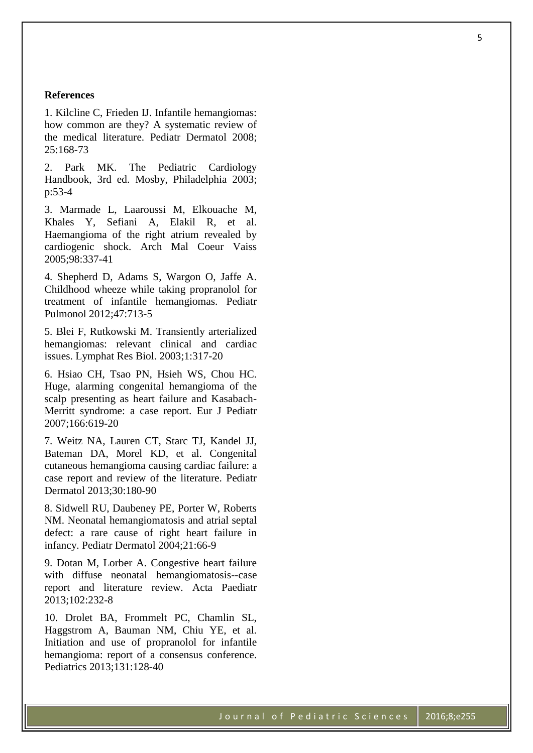## References

1. Kilcline C, Frieden IJ. Infantile hemangiomas: how common are they? A systematic review of the medical literature. Pediatr Dermatol 2008; 25:168-73

2. Park MK. The Pediatric Cardiology Handbook, 3rd ed. Mosby, Philadelphia 2003; p:53-4

3. Marmade L, Laaroussi M, Elkouache M, Khales Y, Sefiani A, Elakil R, et al. Haemangioma of the right atrium revealed by cardiogenic shock. Arch Mal Coeur Vaiss 2005;98:337-41

4. Shepherd D, Adams S, Wargon O, Jaffe A. Childhood wheeze while taking propranolol for treatment of infantile hemangiomas. Pediatr Pulmonol 2012;47:713-5

5. Blei F, Rutkowski M. Transiently arterialized hemangiomas: relevant clinical and cardiac issues. Lymphat Res Biol. 2003;1:317-20

6. Hsiao CH, Tsao PN, Hsieh WS, Chou HC. Huge, alarming congenital hemangioma of the scalp presenting as heart failure and Kasabach-Merritt syndrome: a case report. Eur J Pediatr 2007;166:619-20

7. Weitz NA, Lauren CT, Starc TJ, Kandel JJ, Bateman DA, Morel KD, et al. Congenital cutaneous hemangioma causing cardiac failure: a case report and review of the literature. Pediatr Dermatol 2013;30:180-90

8. Sidwell RU, Daubeney PE, Porter W, Roberts NM. Neonatal hemangiomatosis and atrial septal defect: a rare cause of right heart failure in infancy. Pediatr Dermatol 2004;21:66-9

9. Dotan M, Lorber A. Congestive heart failure with diffuse neonatal hemangiomatosis--case report and literature review. Acta Paediatr 2013;102:232-8

10. Drolet BA, Frommelt PC, Chamlin SL, Haggstrom A, Bauman NM, Chiu YE, et al. Initiation and use of propranolol for infantile hemangioma: report of a consensus conference. Pediatrics 2013;131:128-40